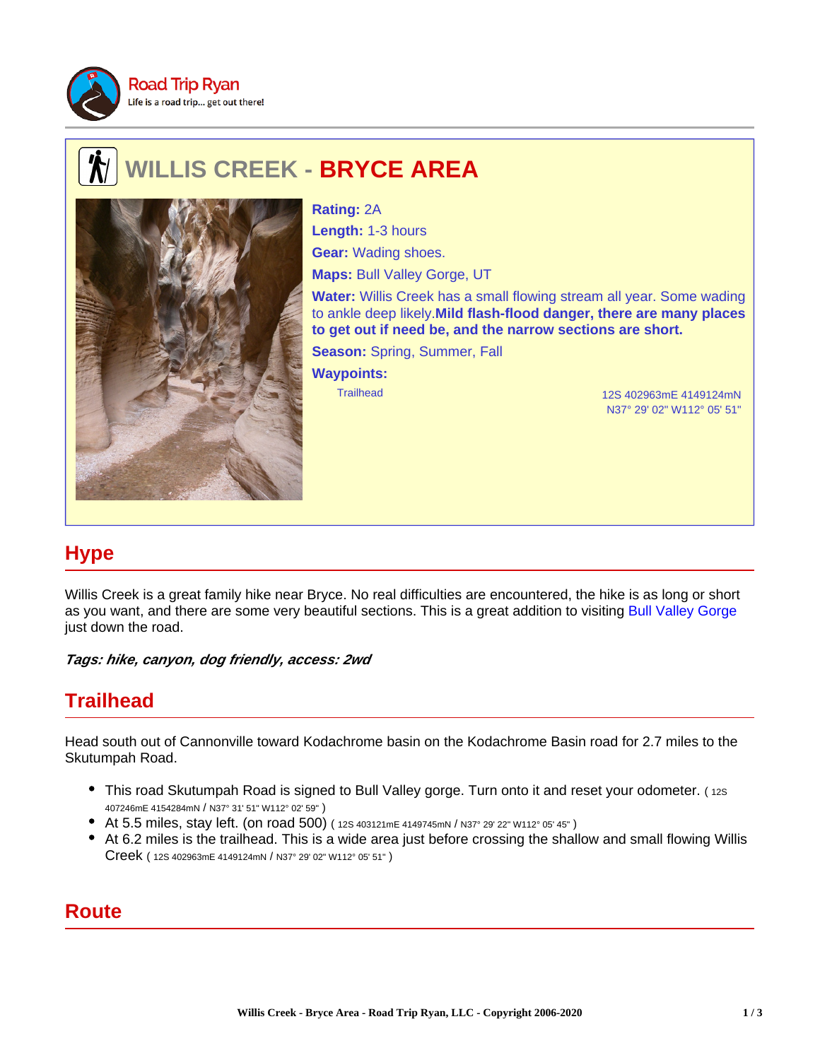Road Trip Ryan
Life is a road trip... get out there!

# WILLIS CREEK - BRYCE AREA

**Rating:** 2A

**Length:** 1-3 hours

**Gear:** Wading shoes.

**Maps:** Bull Valley Gorge, UT

**Water:** Willis Creek has a small flowing stream all year. Some wading to ankle deep likely.**Mild flash-flood danger, there are many places to get out if need be, and the narrow sections are short.**

**Season:** Spring, Summer, Fall

**Waypoints:**

| | |
|---|---|
| Trailhead | 12S 402963mE 4149124mN N37° 29' 02" W112° 05' 51" |

## Hype

Willis Creek is a great family hike near Bryce. No real difficulties are encountered, the hike is as long or short as you want, and there are some very beautiful sections. This is a great addition to visiting Bull Valley Gorge just down the road.

***Tags: hike, canyon, dog friendly, access: 2wd***

## Trailhead

Head south out of Cannonville toward Kodachrome basin on the Kodachrome Basin road for 2.7 miles to the Skutumpah Road.

- This road Skutumpah Road is signed to Bull Valley gorge. Turn onto it and reset your odometer. ( 12S 407246mE 4154284mN / N37° 31' 51" W112° 02' 59" )
- At 5.5 miles, stay left. (on road 500) ( 12S 403121mE 4149745mN / N37° 29' 22" W112° 05' 45" )
- At 6.2 miles is the trailhead. This is a wide area just before crossing the shallow and small flowing Willis Creek ( 12S 402963mE 4149124mN / N37° 29' 02" W112° 05' 51" )

## Route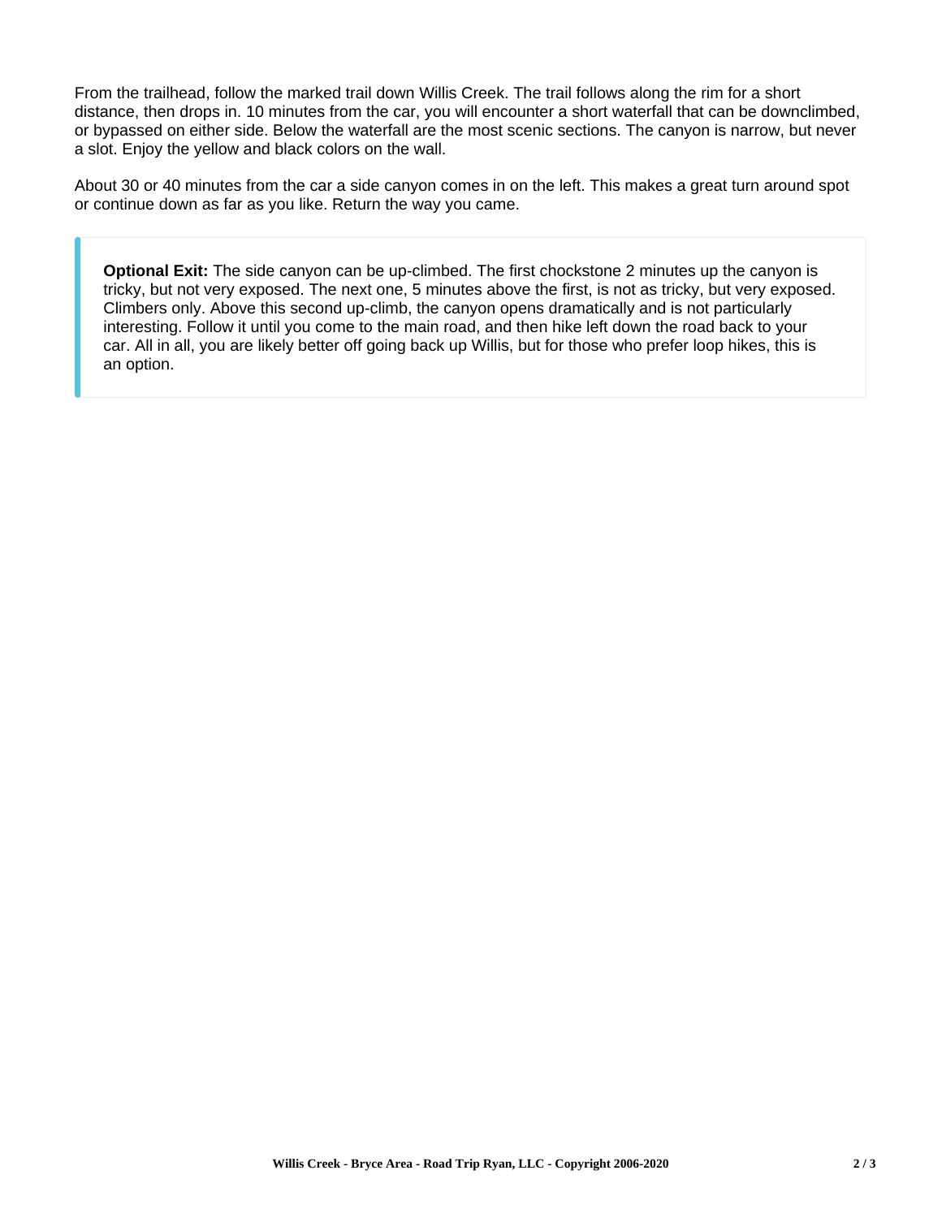From the trailhead, follow the marked trail down Willis Creek. The trail follows along the rim for a short distance, then drops in. 10 minutes from the car, you will encounter a short waterfall that can be downclimbed, or bypassed on either side. Below the waterfall are the most scenic sections. The canyon is narrow, but never a slot. Enjoy the yellow and black colors on the wall.

About 30 or 40 minutes from the car a side canyon comes in on the left. This makes a great turn around spot or continue down as far as you like. Return the way you came.

> **Optional Exit:** The side canyon can be up-climbed. The first chockstone 2 minutes up the canyon is tricky, but not very exposed. The next one, 5 minutes above the first, is not as tricky, but very exposed. Climbers only. Above this second up-climb, the canyon opens dramatically and is not particularly interesting. Follow it until you come to the main road, and then hike left down the road back to your car. All in all, you are likely better off going back up Willis, but for those who prefer loop hikes, this is an option.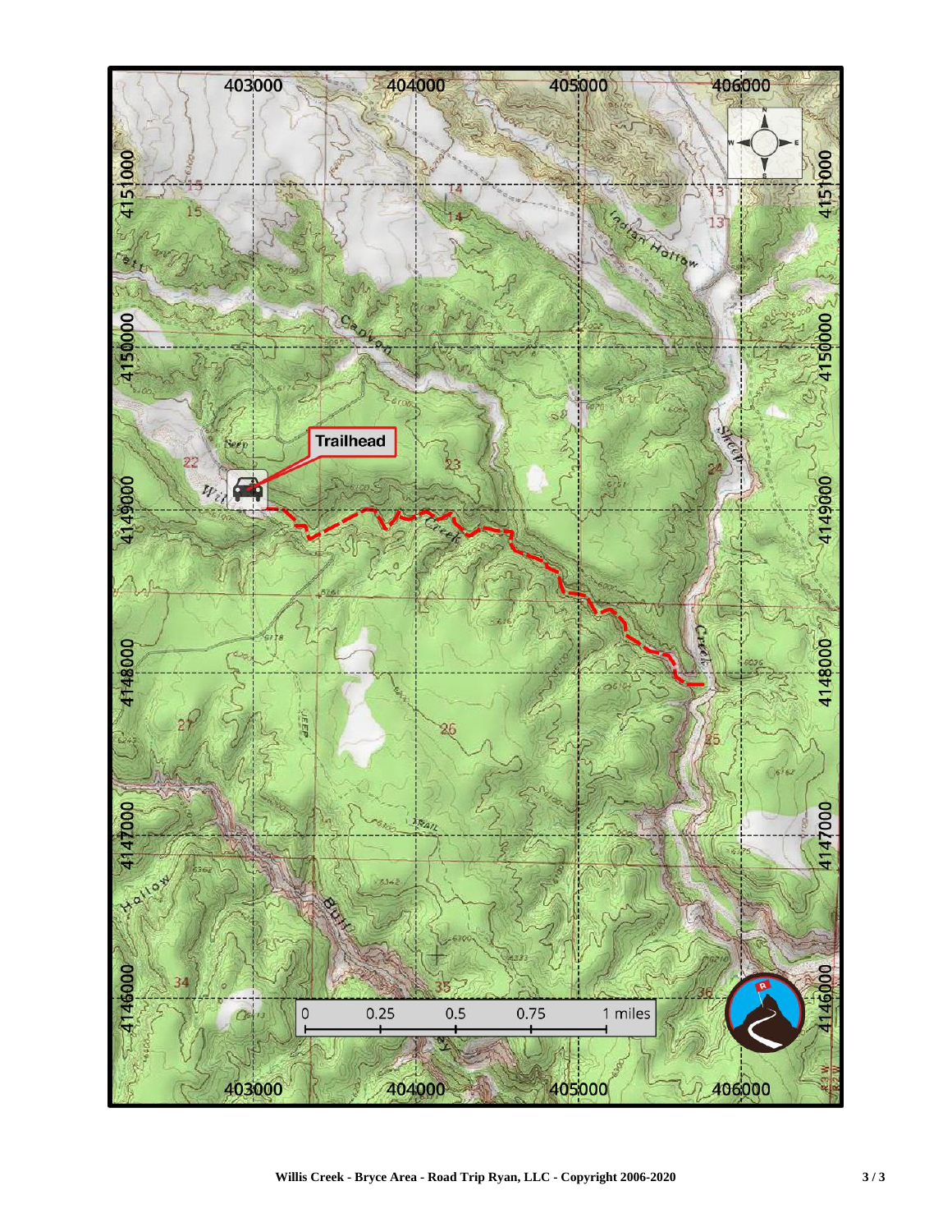403000
404000
405000
406000

4151000
4150000
4149000
4148000
4147000
4146000

Trailhead

0
0.25
0.5
0.75
1 miles